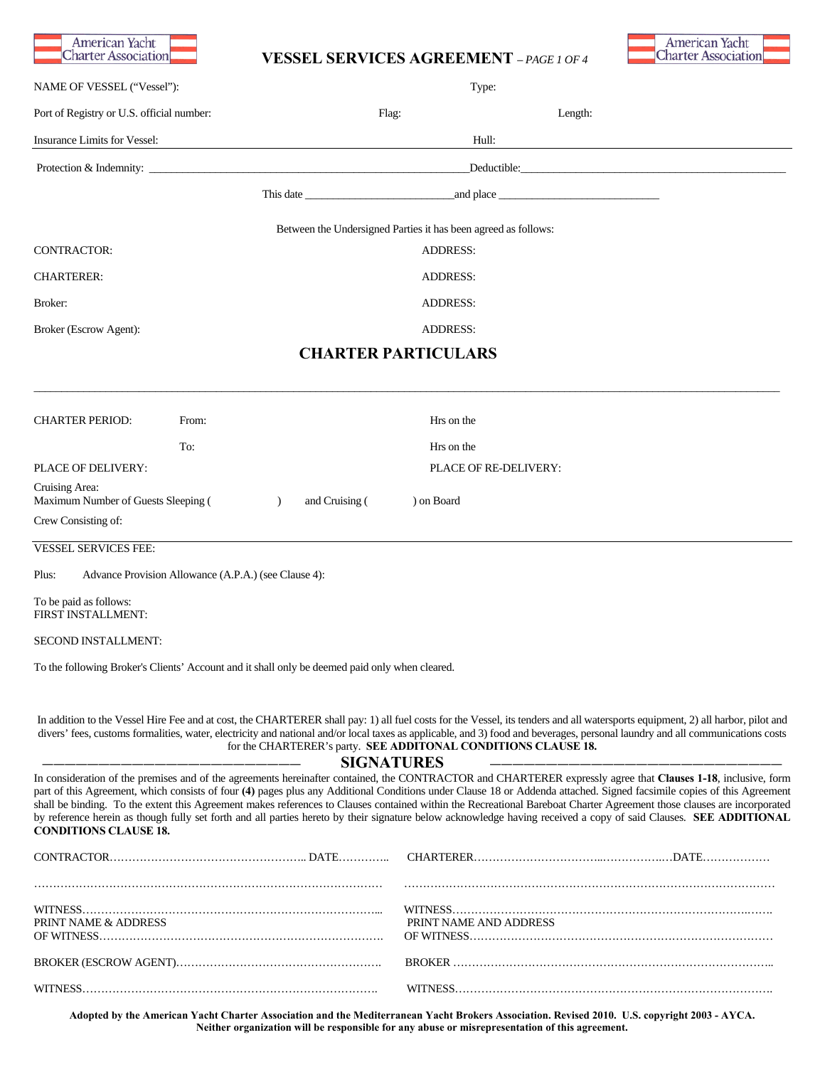# VESSEL SERVICES AGREEMENT – *PAGE 1 OF 4*

NAME OF VESSEL ("Vessel"): Type:

Port of Registry or U.S. official number: Flag: Length:

Insurance Limits for Vessel: Hull:

Protection & Indemnity: ____________________________________________________________Deductible:_________________________________________________

This date ___________________________and place _____________________________

Between the Undersigned Parties it has been agreed as follows:

CONTRACTOR: ADDRESS:

CHARTERER: ADDRESS:

Broker: ADDRESS:

Broker (Escrow Agent): ADDRESS:

## CHARTER PARTICULARS

CHARTER PERIOD: From: Hrs on the

To: Hrs on the

PLACE OF DELIVERY: PLACE OF RE-DELIVERY:

Cruising Area:
Maximum Number of Guests Sleeping ( ) and Cruising ( ) on Board

Crew Consisting of:

VESSEL SERVICES FEE:

Plus: Advance Provision Allowance (A.P.A.) (see Clause 4):

To be paid as follows:
FIRST INSTALLMENT:

SECOND INSTALLMENT:

To the following Broker's Clients' Account and it shall only be deemed paid only when cleared.

In addition to the Vessel Hire Fee and at cost, the CHARTERER shall pay: 1) all fuel costs for the Vessel, its tenders and all watersports equipment, 2) all harbor, pilot and divers' fees, customs formalities, water, electricity and national and/or local taxes as applicable, and 3) food and beverages, personal laundry and all communications costs for the CHARTERER's party. **SEE ADDITONAL CONDITIONS CLAUSE 18.**

## SIGNATURES

In consideration of the premises and of the agreements hereinafter contained, the CONTRACTOR and CHARTERER expressly agree that **Clauses 1-18**, inclusive, form part of this Agreement, which consists of four **(4)** pages plus any Additional Conditions under Clause 18 or Addenda attached. Signed facsimile copies of this Agreement shall be binding. To the extent this Agreement makes references to Clauses contained within the Recreational Bareboat Charter Agreement those clauses are incorporated by reference herein as though fully set forth and all parties hereto by their signature below acknowledge having received a copy of said Clauses. **SEE ADDITIONAL CONDITIONS CLAUSE 18.**

CONTRACTOR…………………………………………….. DATE…………..

……………………………………………………………………………………

WITNESS…………………………………………………………………...
PRINT NAME & ADDRESS
OF WITNESS…………………………………………………………………

BROKER (ESCROW AGENT)……………………………………………….

WITNESS……………………………………………………………………….

CHARTERER……………………………..……………..…DATE………………

………………………………………………………………………………………

WITNESS……………………………………………………………………….…….
PRINT NAME AND ADDRESS
OF WITNESS……………………………………………………………………

BROKER ……………………………………………………………………………..

WITNESS………………………………………………………………………….

**Adopted by the American Yacht Charter Association and the Mediterranean Yacht Brokers Association. Revised 2010. U.S. copyright 2003 - AYCA. Neither organization will be responsible for any abuse or misrepresentation of this agreement.**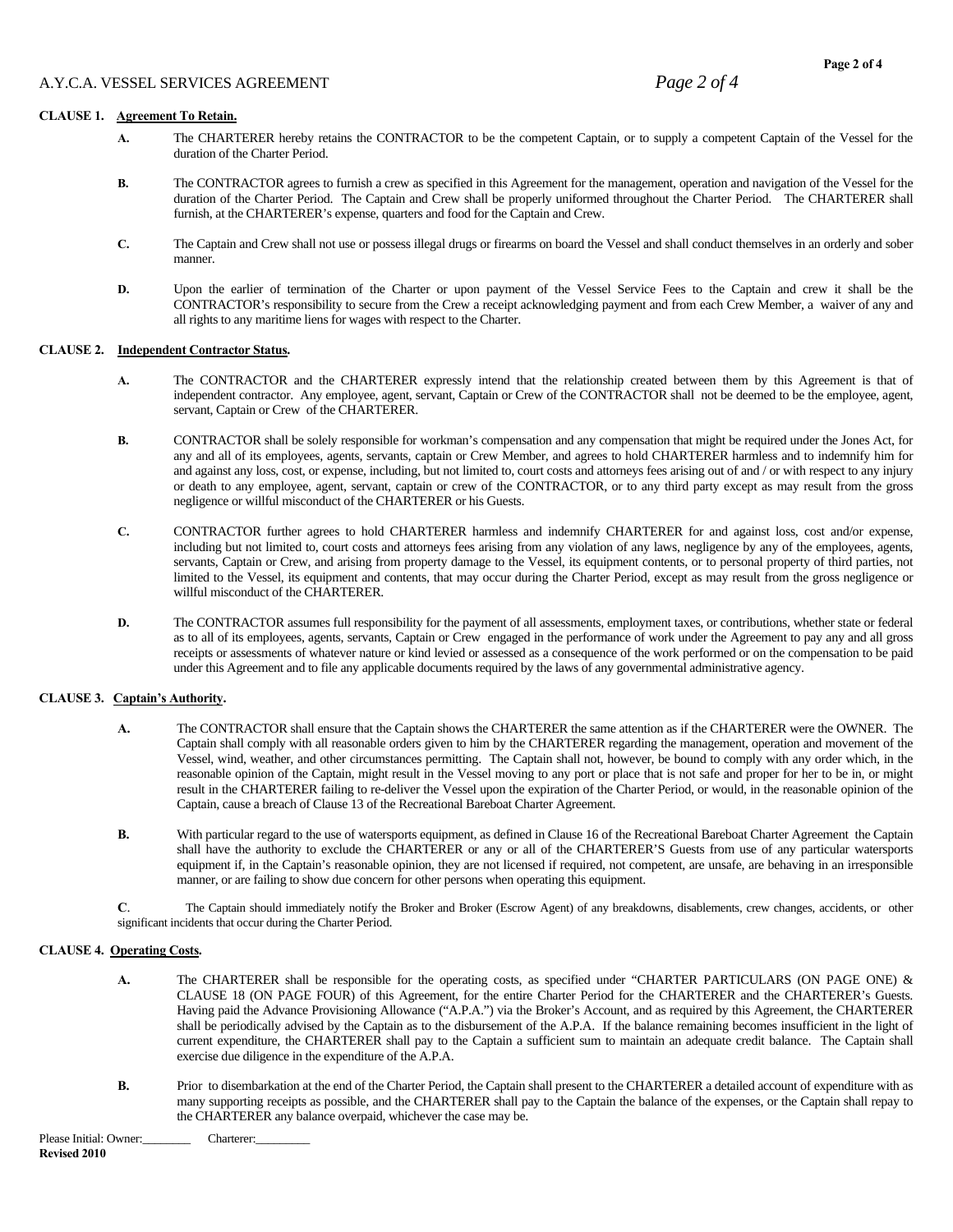**CLAUSE 1. Agreement To Retain.**

**A.** The CHARTERER hereby retains the CONTRACTOR to be the competent Captain, or to supply a competent Captain of the Vessel for the duration of the Charter Period.

**B.** The CONTRACTOR agrees to furnish a crew as specified in this Agreement for the management, operation and navigation of the Vessel for the duration of the Charter Period. The Captain and Crew shall be properly uniformed throughout the Charter Period. The CHARTERER shall furnish, at the CHARTERER's expense, quarters and food for the Captain and Crew.

**C.** The Captain and Crew shall not use or possess illegal drugs or firearms on board the Vessel and shall conduct themselves in an orderly and sober manner.

**D.** Upon the earlier of termination of the Charter or upon payment of the Vessel Service Fees to the Captain and crew it shall be the CONTRACTOR's responsibility to secure from the Crew a receipt acknowledging payment and from each Crew Member, a waiver of any and all rights to any maritime liens for wages with respect to the Charter.

**CLAUSE 2. Independent Contractor Status.**

**A.** The CONTRACTOR and the CHARTERER expressly intend that the relationship created between them by this Agreement is that of independent contractor. Any employee, agent, servant, Captain or Crew of the CONTRACTOR shall not be deemed to be the employee, agent, servant, Captain or Crew of the CHARTERER.

**B.** CONTRACTOR shall be solely responsible for workman's compensation and any compensation that might be required under the Jones Act, for any and all of its employees, agents, servants, captain or Crew Member, and agrees to hold CHARTERER harmless and to indemnify him for and against any loss, cost, or expense, including, but not limited to, court costs and attorneys fees arising out of and / or with respect to any injury or death to any employee, agent, servant, captain or crew of the CONTRACTOR, or to any third party except as may result from the gross negligence or willful misconduct of the CHARTERER or his Guests.

**C.** CONTRACTOR further agrees to hold CHARTERER harmless and indemnify CHARTERER for and against loss, cost and/or expense, including but not limited to, court costs and attorneys fees arising from any violation of any laws, negligence by any of the employees, agents, servants, Captain or Crew, and arising from property damage to the Vessel, its equipment contents, or to personal property of third parties, not limited to the Vessel, its equipment and contents, that may occur during the Charter Period, except as may result from the gross negligence or willful misconduct of the CHARTERER.

**D.** The CONTRACTOR assumes full responsibility for the payment of all assessments, employment taxes, or contributions, whether state or federal as to all of its employees, agents, servants, Captain or Crew engaged in the performance of work under the Agreement to pay any and all gross receipts or assessments of whatever nature or kind levied or assessed as a consequence of the work performed or on the compensation to be paid under this Agreement and to file any applicable documents required by the laws of any governmental administrative agency.

**CLAUSE 3. Captain's Authority.**

**A.** The CONTRACTOR shall ensure that the Captain shows the CHARTERER the same attention as if the CHARTERER were the OWNER. The Captain shall comply with all reasonable orders given to him by the CHARTERER regarding the management, operation and movement of the Vessel, wind, weather, and other circumstances permitting. The Captain shall not, however, be bound to comply with any order which, in the reasonable opinion of the Captain, might result in the Vessel moving to any port or place that is not safe and proper for her to be in, or might result in the CHARTERER failing to re-deliver the Vessel upon the expiration of the Charter Period, or would, in the reasonable opinion of the Captain, cause a breach of Clause 13 of the Recreational Bareboat Charter Agreement.

**B.** With particular regard to the use of watersports equipment, as defined in Clause 16 of the Recreational Bareboat Charter Agreement the Captain shall have the authority to exclude the CHARTERER or any or all of the CHARTERER'S Guests from use of any particular watersports equipment if, in the Captain's reasonable opinion, they are not licensed if required, not competent, are unsafe, are behaving in an irresponsible manner, or are failing to show due concern for other persons when operating this equipment.

**C**. The Captain should immediately notify the Broker and Broker (Escrow Agent) of any breakdowns, disablements, crew changes, accidents, or other significant incidents that occur during the Charter Period.

**CLAUSE 4. Operating Costs.**

**A.** The CHARTERER shall be responsible for the operating costs, as specified under "CHARTER PARTICULARS (ON PAGE ONE) & CLAUSE 18 (ON PAGE FOUR) of this Agreement, for the entire Charter Period for the CHARTERER and the CHARTERER's Guests. Having paid the Advance Provisioning Allowance ("A.P.A.") via the Broker's Account, and as required by this Agreement, the CHARTERER shall be periodically advised by the Captain as to the disbursement of the A.P.A. If the balance remaining becomes insufficient in the light of current expenditure, the CHARTERER shall pay to the Captain a sufficient sum to maintain an adequate credit balance. The Captain shall exercise due diligence in the expenditure of the A.P.A.

**B.** Prior to disembarkation at the end of the Charter Period, the Captain shall present to the CHARTERER a detailed account of expenditure with as many supporting receipts as possible, and the CHARTERER shall pay to the Captain the balance of the expenses, or the Captain shall repay to the CHARTERER any balance overpaid, whichever the case may be.

Please Initial: Owner:________ Charterer:_________

**Revised 2010**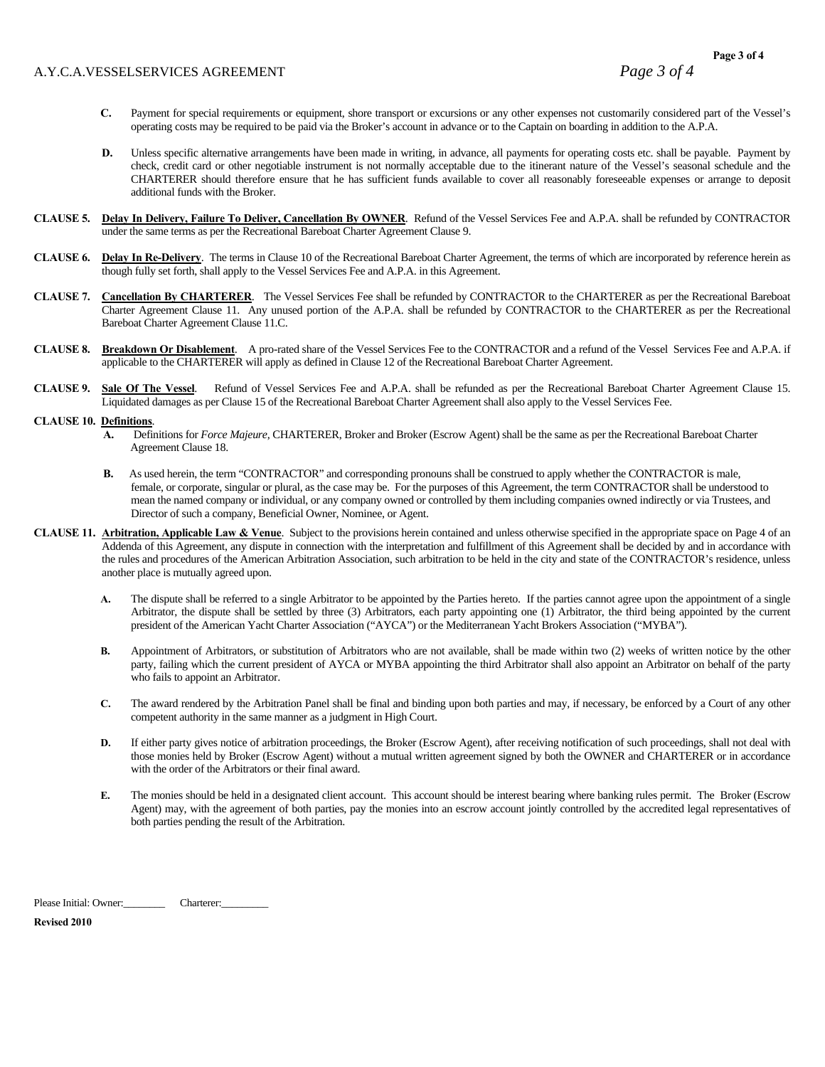**C.** Payment for special requirements or equipment, shore transport or excursions or any other expenses not customarily considered part of the Vessel's operating costs may be required to be paid via the Broker's account in advance or to the Captain on boarding in addition to the A.P.A.

**D.** Unless specific alternative arrangements have been made in writing, in advance, all payments for operating costs etc. shall be payable. Payment by check, credit card or other negotiable instrument is not normally acceptable due to the itinerant nature of the Vessel's seasonal schedule and the CHARTERER should therefore ensure that he has sufficient funds available to cover all reasonably foreseeable expenses or arrange to deposit additional funds with the Broker.

**CLAUSE 5. Delay In Delivery, Failure To Deliver, Cancellation By OWNER**. Refund of the Vessel Services Fee and A.P.A. shall be refunded by CONTRACTOR under the same terms as per the Recreational Bareboat Charter Agreement Clause 9.

**CLAUSE 6. Delay In Re-Delivery**. The terms in Clause 10 of the Recreational Bareboat Charter Agreement, the terms of which are incorporated by reference herein as though fully set forth, shall apply to the Vessel Services Fee and A.P.A. in this Agreement.

**CLAUSE 7. Cancellation By CHARTERER**. The Vessel Services Fee shall be refunded by CONTRACTOR to the CHARTERER as per the Recreational Bareboat Charter Agreement Clause 11. Any unused portion of the A.P.A. shall be refunded by CONTRACTOR to the CHARTERER as per the Recreational Bareboat Charter Agreement Clause 11.C.

**CLAUSE 8. Breakdown Or Disablement**. A pro-rated share of the Vessel Services Fee to the CONTRACTOR and a refund of the Vessel Services Fee and A.P.A. if applicable to the CHARTERER will apply as defined in Clause 12 of the Recreational Bareboat Charter Agreement.

**CLAUSE 9. Sale Of The Vessel**. Refund of Vessel Services Fee and A.P.A. shall be refunded as per the Recreational Bareboat Charter Agreement Clause 15. Liquidated damages as per Clause 15 of the Recreational Bareboat Charter Agreement shall also apply to the Vessel Services Fee.

**CLAUSE 10. Definitions**.

**A.** Definitions for *Force Majeure*, CHARTERER, Broker and Broker (Escrow Agent) shall be the same as per the Recreational Bareboat Charter Agreement Clause 18.

**B.** As used herein, the term "CONTRACTOR" and corresponding pronouns shall be construed to apply whether the CONTRACTOR is male, female, or corporate, singular or plural, as the case may be. For the purposes of this Agreement, the term CONTRACTOR shall be understood to mean the named company or individual, or any company owned or controlled by them including companies owned indirectly or via Trustees, and Director of such a company, Beneficial Owner, Nominee, or Agent.

**CLAUSE 11. Arbitration, Applicable Law & Venue**. Subject to the provisions herein contained and unless otherwise specified in the appropriate space on Page 4 of an Addenda of this Agreement, any dispute in connection with the interpretation and fulfillment of this Agreement shall be decided by and in accordance with the rules and procedures of the American Arbitration Association, such arbitration to be held in the city and state of the CONTRACTOR's residence, unless another place is mutually agreed upon.

**A.** The dispute shall be referred to a single Arbitrator to be appointed by the Parties hereto. If the parties cannot agree upon the appointment of a single Arbitrator, the dispute shall be settled by three (3) Arbitrators, each party appointing one (1) Arbitrator, the third being appointed by the current president of the American Yacht Charter Association ("AYCA") or the Mediterranean Yacht Brokers Association ("MYBA").

**B.** Appointment of Arbitrators, or substitution of Arbitrators who are not available, shall be made within two (2) weeks of written notice by the other party, failing which the current president of AYCA or MYBA appointing the third Arbitrator shall also appoint an Arbitrator on behalf of the party who fails to appoint an Arbitrator.

**C.** The award rendered by the Arbitration Panel shall be final and binding upon both parties and may, if necessary, be enforced by a Court of any other competent authority in the same manner as a judgment in High Court.

**D.** If either party gives notice of arbitration proceedings, the Broker (Escrow Agent), after receiving notification of such proceedings, shall not deal with those monies held by Broker (Escrow Agent) without a mutual written agreement signed by both the OWNER and CHARTERER or in accordance with the order of the Arbitrators or their final award.

**E.** The monies should be held in a designated client account. This account should be interest bearing where banking rules permit. The Broker (Escrow Agent) may, with the agreement of both parties, pay the monies into an escrow account jointly controlled by the accredited legal representatives of both parties pending the result of the Arbitration.

Please Initial: Owner:________ Charterer:_________

**Revised 2010**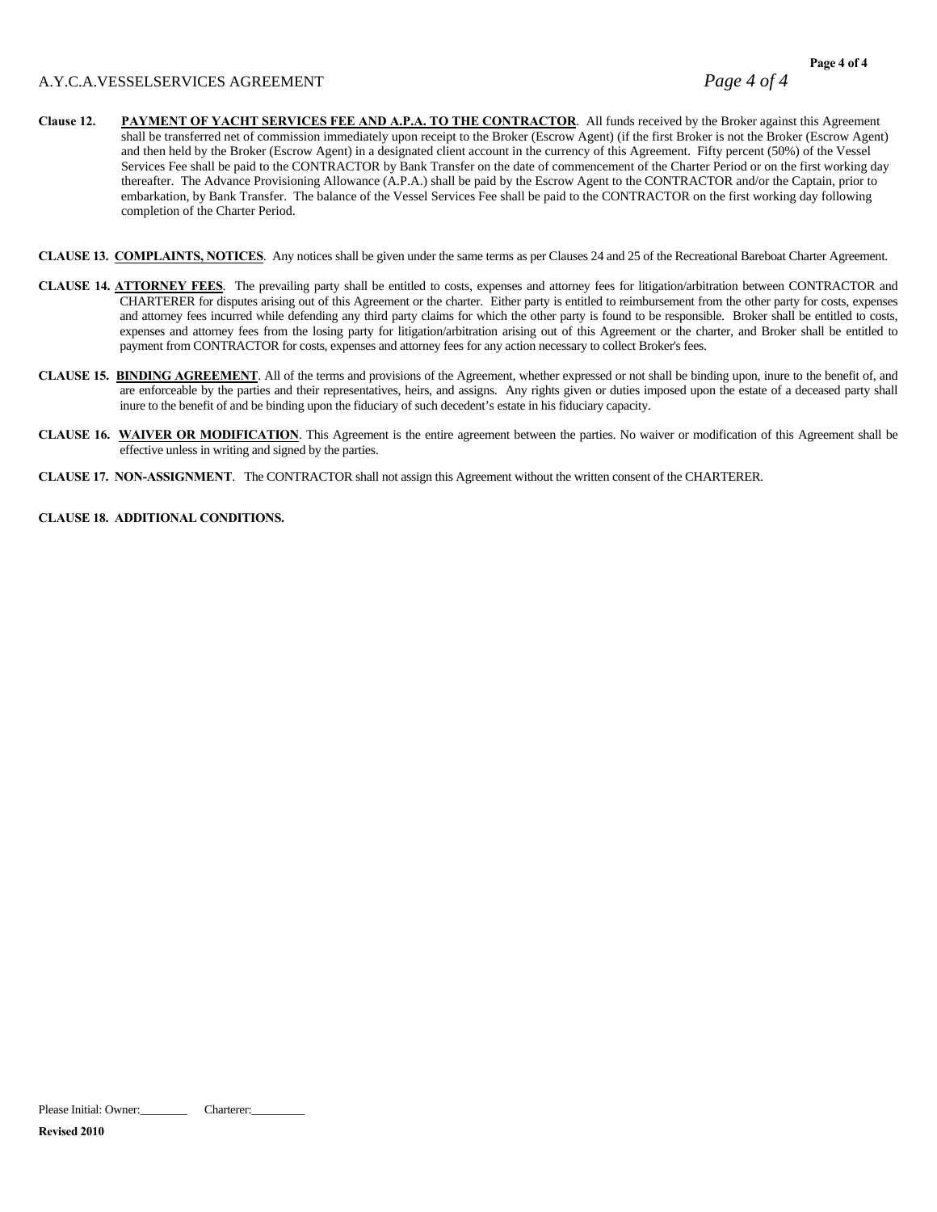**Clause 12.** **PAYMENT OF YACHT SERVICES FEE AND A.P.A. TO THE CONTRACTOR**. All funds received by the Broker against this Agreement shall be transferred net of commission immediately upon receipt to the Broker (Escrow Agent) (if the first Broker is not the Broker (Escrow Agent) and then held by the Broker (Escrow Agent) in a designated client account in the currency of this Agreement. Fifty percent (50%) of the Vessel Services Fee shall be paid to the CONTRACTOR by Bank Transfer on the date of commencement of the Charter Period or on the first working day thereafter. The Advance Provisioning Allowance (A.P.A.) shall be paid by the Escrow Agent to the CONTRACTOR and/or the Captain, prior to embarkation, by Bank Transfer. The balance of the Vessel Services Fee shall be paid to the CONTRACTOR on the first working day following completion of the Charter Period.

**CLAUSE 13.** **COMPLAINTS, NOTICES**. Any notices shall be given under the same terms as per Clauses 24 and 25 of the Recreational Bareboat Charter Agreement.

**CLAUSE 14.** **ATTORNEY FEES**. The prevailing party shall be entitled to costs, expenses and attorney fees for litigation/arbitration between CONTRACTOR and CHARTERER for disputes arising out of this Agreement or the charter. Either party is entitled to reimbursement from the other party for costs, expenses and attorney fees incurred while defending any third party claims for which the other party is found to be responsible. Broker shall be entitled to costs, expenses and attorney fees from the losing party for litigation/arbitration arising out of this Agreement or the charter, and Broker shall be entitled to payment from CONTRACTOR for costs, expenses and attorney fees for any action necessary to collect Broker's fees.

**CLAUSE 15.** **BINDING AGREEMENT**. All of the terms and provisions of the Agreement, whether expressed or not shall be binding upon, inure to the benefit of, and are enforceable by the parties and their representatives, heirs, and assigns. Any rights given or duties imposed upon the estate of a deceased party shall inure to the benefit of and be binding upon the fiduciary of such decedent's estate in his fiduciary capacity.

**CLAUSE 16.** **WAIVER OR MODIFICATION**. This Agreement is the entire agreement between the parties. No waiver or modification of this Agreement shall be effective unless in writing and signed by the parties.

**CLAUSE 17.** **NON-ASSIGNMENT**. The CONTRACTOR shall not assign this Agreement without the written consent of the CHARTERER.

**CLAUSE 18.** **ADDITIONAL CONDITIONS.**

Please Initial: Owner:________ Charterer:_________

**Revised 2010**